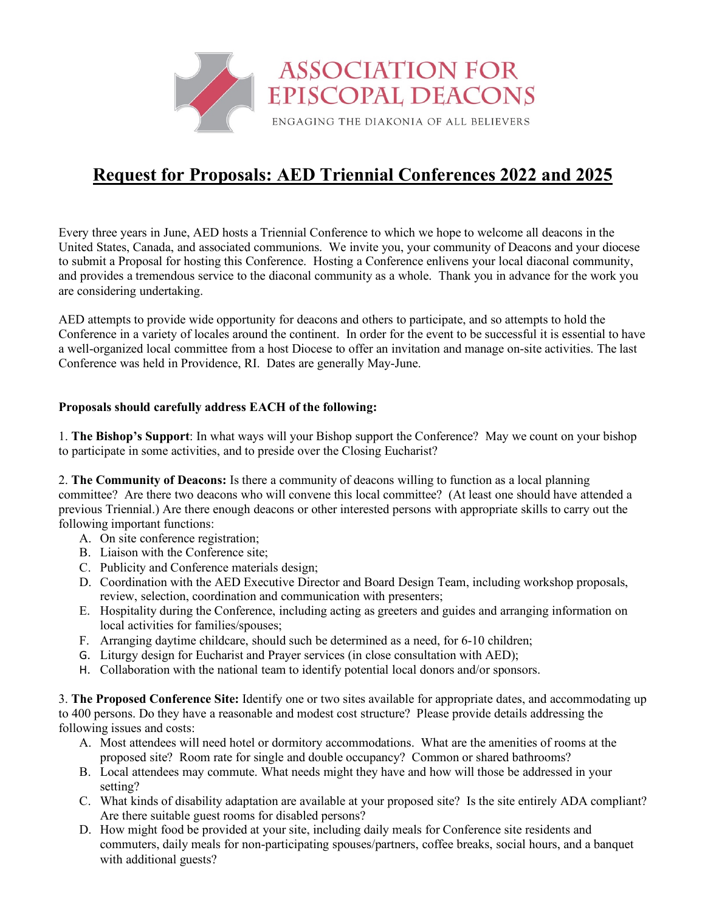ASSOCIATION FOR EPISCOPAL DEACONS

ENGAGING THE DIAKONIA OF ALL BELIEVERS

# Request for Proposals: AED Triennial Conferences 2022 and 2025

Every three years in June, AED hosts a Triennial Conference to which we hope to welcome all deacons in the United States, Canada, and associated communions. We invite you, your community of Deacons and your diocese to submit a Proposal for hosting this Conference. Hosting a Conference enlivens your local diaconal community, and provides a tremendous service to the diaconal community as a whole. Thank you in advance for the work you are considering undertaking.

AED attempts to provide wide opportunity for deacons and others to participate, and so attempts to hold the Conference in a variety of locales around the continent. In order for the event to be successful it is essential to have a well-organized local committee from a host Diocese to offer an invitation and manage on-site activities. The last Conference was held in Providence, RI. Dates are generally May-June.

**Proposals should carefully address EACH of the following:**

1. **The Bishop's Support**: In what ways will your Bishop support the Conference? May we count on your bishop to participate in some activities, and to preside over the Closing Eucharist?

2. **The Community of Deacons:** Is there a community of deacons willing to function as a local planning committee? Are there two deacons who will convene this local committee? (At least one should have attended a previous Triennial.) Are there enough deacons or other interested persons with appropriate skills to carry out the following important functions:
   A. On site conference registration;
   B. Liaison with the Conference site;
   C. Publicity and Conference materials design;
   D. Coordination with the AED Executive Director and Board Design Team, including workshop proposals, review, selection, coordination and communication with presenters;
   E. Hospitality during the Conference, including acting as greeters and guides and arranging information on local activities for families/spouses;
   F. Arranging daytime childcare, should such be determined as a need, for 6-10 children;
   G. Liturgy design for Eucharist and Prayer services (in close consultation with AED);
   H. Collaboration with the national team to identify potential local donors and/or sponsors.

3. **The Proposed Conference Site:** Identify one or two sites available for appropriate dates, and accommodating up to 400 persons. Do they have a reasonable and modest cost structure? Please provide details addressing the following issues and costs:
   A. Most attendees will need hotel or dormitory accommodations. What are the amenities of rooms at the proposed site? Room rate for single and double occupancy? Common or shared bathrooms?
   B. Local attendees may commute. What needs might they have and how will those be addressed in your setting?
   C. What kinds of disability adaptation are available at your proposed site? Is the site entirely ADA compliant? Are there suitable guest rooms for disabled persons?
   D. How might food be provided at your site, including daily meals for Conference site residents and commuters, daily meals for non-participating spouses/partners, coffee breaks, social hours, and a banquet with additional guests?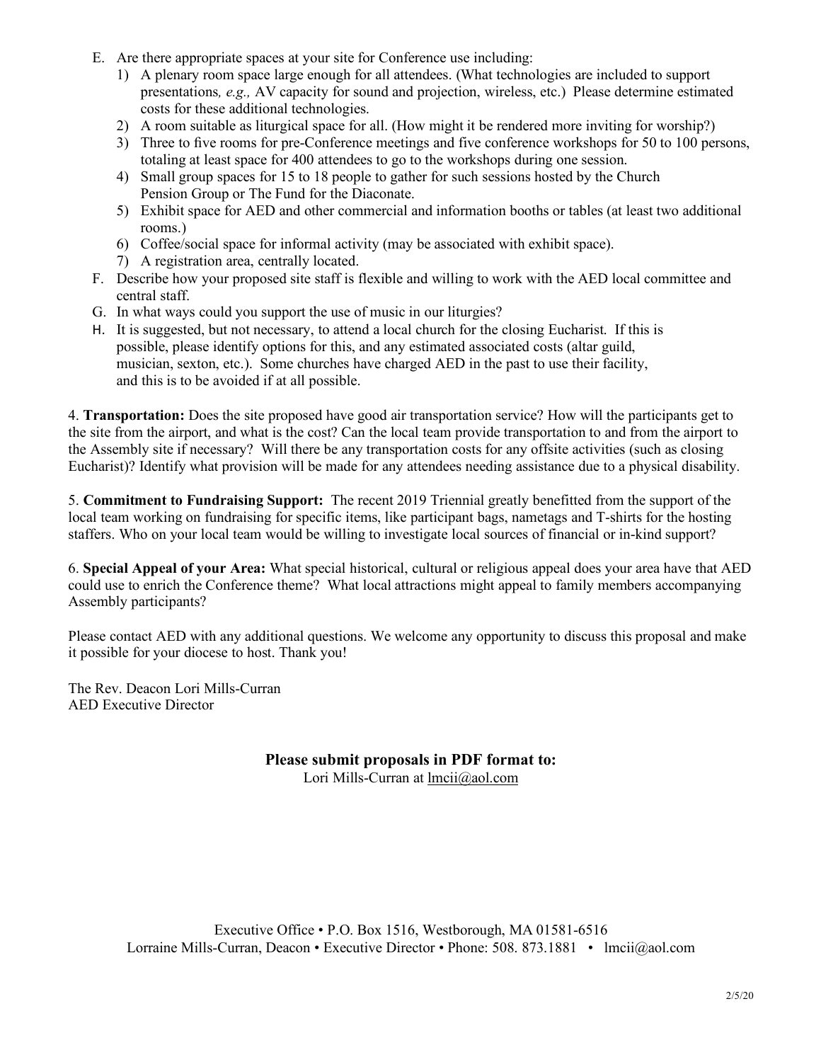E. Are there appropriate spaces at your site for Conference use including:
   1) A plenary room space large enough for all attendees. (What technologies are included to support presentations, *e.g.,* AV capacity for sound and projection, wireless, etc.) Please determine estimated costs for these additional technologies.
   2) A room suitable as liturgical space for all. (How might it be rendered more inviting for worship?)
   3) Three to five rooms for pre-Conference meetings and five conference workshops for 50 to 100 persons, totaling at least space for 400 attendees to go to the workshops during one session.
   4) Small group spaces for 15 to 18 people to gather for such sessions hosted by the Church Pension Group or The Fund for the Diaconate.
   5) Exhibit space for AED and other commercial and information booths or tables (at least two additional rooms.)
   6) Coffee/social space for informal activity (may be associated with exhibit space).
   7) A registration area, centrally located.

F. Describe how your proposed site staff is flexible and willing to work with the AED local committee and central staff.

G. In what ways could you support the use of music in our liturgies?

H. It is suggested, but not necessary, to attend a local church for the closing Eucharist. If this is possible, please identify options for this, and any estimated associated costs (altar guild, musician, sexton, etc.). Some churches have charged AED in the past to use their facility, and this is to be avoided if at all possible.

4. **Transportation:** Does the site proposed have good air transportation service? How will the participants get to the site from the airport, and what is the cost? Can the local team provide transportation to and from the airport to the Assembly site if necessary? Will there be any transportation costs for any offsite activities (such as closing Eucharist)? Identify what provision will be made for any attendees needing assistance due to a physical disability.

5. **Commitment to Fundraising Support:** The recent 2019 Triennial greatly benefitted from the support of the local team working on fundraising for specific items, like participant bags, nametags and T-shirts for the hosting staffers. Who on your local team would be willing to investigate local sources of financial or in-kind support?

6. **Special Appeal of your Area:** What special historical, cultural or religious appeal does your area have that AED could use to enrich the Conference theme? What local attractions might appeal to family members accompanying Assembly participants?

Please contact AED with any additional questions. We welcome any opportunity to discuss this proposal and make it possible for your diocese to host. Thank you!

The Rev. Deacon Lori Mills-Curran
AED Executive Director

**Please submit proposals in PDF format to:**
Lori Mills-Curran at lmcii@aol.com

Executive Office • P.O. Box 1516, Westborough, MA 01581-6516
Lorraine Mills-Curran, Deacon • Executive Director • Phone: 508. 873.1881 • lmcii@aol.com

2/5/20